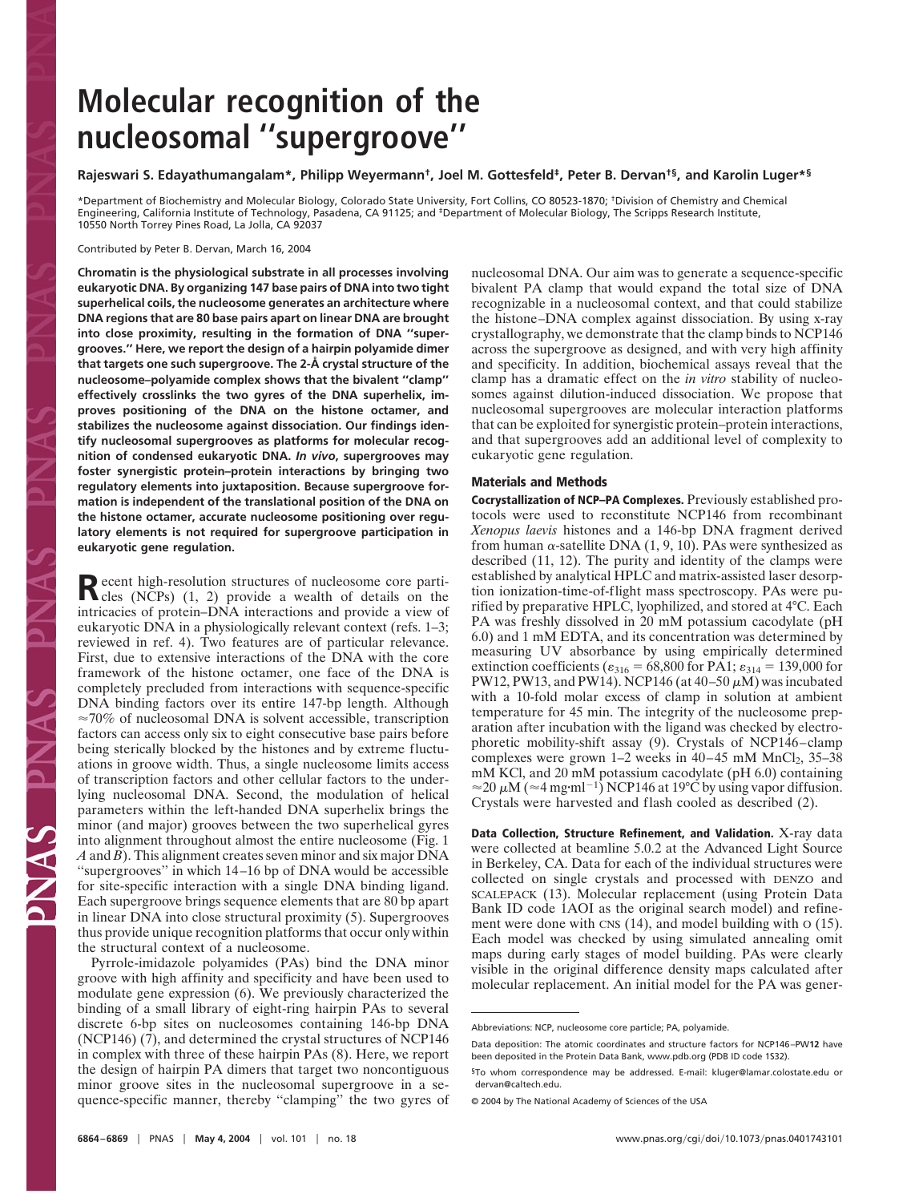# Molecular recognition of the nucleosomal "supergroove"

**Rajeswari S. Edayathumangalam*, Philipp Weyermann†, Joel M. Gottesfeld‡, Peter B. Dervan†§, and Karolin Luger*§**

*Department of Biochemistry and Molecular Biology, Colorado State University, Fort Collins, CO 80523-1870; †Division of Chemistry and Chemical Engineering, California Institute of Technology, Pasadena, CA 91125; and ‡Department of Molecular Biology, The Scripps Research Institute, 10550 North Torrey Pines Road, La Jolla, CA 92037

Contributed by Peter B. Dervan, March 16, 2004

**Chromatin is the physiological substrate in all processes involving eukaryotic DNA. By organizing 147 base pairs of DNA into two tight superhelical coils, the nucleosome generates an architecture where DNA regions that are 80 base pairs apart on linear DNA are brought into close proximity, resulting in the formation of DNA "supergrooves." Here, we report the design of a hairpin polyamide dimer that targets one such supergroove. The 2-Å crystal structure of the nucleosome–polyamide complex shows that the bivalent "clamp" effectively crosslinks the two gyres of the DNA superhelix, improves positioning of the DNA on the histone octamer, and stabilizes the nucleosome against dissociation. Our findings identify nucleosomal supergrooves as platforms for molecular recognition of condensed eukaryotic DNA. *In vivo*, supergrooves may foster synergistic protein–protein interactions by bringing two regulatory elements into juxtaposition. Because supergroove formation is independent of the translational position of the DNA on the histone octamer, accurate nucleosome positioning over regulatory elements is not required for supergroove participation in eukaryotic gene regulation.**

Recent high-resolution structures of nucleosome core particles (NCPs) (1, 2) provide a wealth of details on the intricacies of protein–DNA interactions and provide a view of eukaryotic DNA in a physiologically relevant context (refs. 1–3; reviewed in ref. 4). Two features are of particular relevance. First, due to extensive interactions of the DNA with the core framework of the histone octamer, one face of the DNA is completely precluded from interactions with sequence-specific DNA binding factors over its entire 147-bp length. Although ≈70% of nucleosomal DNA is solvent accessible, transcription factors can access only six to eight consecutive base pairs before being sterically blocked by the histones and by extreme fluctuations in groove width. Thus, a single nucleosome limits access of transcription factors and other cellular factors to the underlying nucleosomal DNA. Second, the modulation of helical parameters within the left-handed DNA superhelix brings the minor (and major) grooves between the two superhelical gyres into alignment throughout almost the entire nucleosome (Fig. 1 *A* and *B*). This alignment creates seven minor and six major DNA "supergrooves" in which 14–16 bp of DNA would be accessible for site-specific interaction with a single DNA binding ligand. Each supergroove brings sequence elements that are 80 bp apart in linear DNA into close structural proximity (5). Supergrooves thus provide unique recognition platforms that occur only within the structural context of a nucleosome.

Pyrrole-imidazole polyamides (PAs) bind the DNA minor groove with high affinity and specificity and have been used to modulate gene expression (6). We previously characterized the binding of a small library of eight-ring hairpin PAs to several discrete 6-bp sites on nucleosomes containing 146-bp DNA (NCP146) (7), and determined the crystal structures of NCP146 in complex with three of these hairpin PAs (8). Here, we report the design of hairpin PA dimers that target two noncontiguous minor groove sites in the nucleosomal supergroove in a sequence-specific manner, thereby "clamping" the two gyres of nucleosomal DNA. Our aim was to generate a sequence-specific bivalent PA clamp that would expand the total size of DNA recognizable in a nucleosomal context, and that could stabilize the histone–DNA complex against dissociation. By using x-ray crystallography, we demonstrate that the clamp binds to NCP146 across the supergroove as designed, and with very high affinity and specificity. In addition, biochemical assays reveal that the clamp has a dramatic effect on the *in vitro* stability of nucleosomes against dilution-induced dissociation. We propose that nucleosomal supergrooves are molecular interaction platforms that can be exploited for synergistic protein–protein interactions, and that supergrooves add an additional level of complexity to eukaryotic gene regulation.

## Materials and Methods

**Cocrystallization of NCP–PA Complexes.** Previously established protocols were used to reconstitute NCP146 from recombinant *Xenopus laevis* histones and a 146-bp DNA fragment derived from human α-satellite DNA (1, 9, 10). PAs were synthesized as described (11, 12). The purity and identity of the clamps were established by analytical HPLC and matrix-assisted laser desorption ionization-time-of-flight mass spectroscopy. PAs were purified by preparative HPLC, lyophilized, and stored at 4°C. Each PA was freshly dissolved in 20 mM potassium cacodylate (pH 6.0) and 1 mM EDTA, and its concentration was determined by measuring UV absorbance by using empirically determined extinction coefficients ($\varepsilon_{316}$ = 68,800 for PA1; $\varepsilon_{314}$ = 139,000 for PW12, PW13, and PW14). NCP146 (at 40–50 μM) was incubated with a 10-fold molar excess of clamp in solution at ambient temperature for 45 min. The integrity of the nucleosome preparation after incubation with the ligand was checked by electrophoretic mobility-shift assay (9). Crystals of NCP146–clamp complexes were grown 1–2 weeks in 40–45 mM $MnCl_2$, 35–38 mM KCl, and 20 mM potassium cacodylate (pH 6.0) containing ≈20 μM (≈4 mg·ml$^{-1}$) NCP146 at 19°C by using vapor diffusion. Crystals were harvested and flash cooled as described (2).

**Data Collection, Structure Refinement, and Validation.** X-ray data were collected at beamline 5.0.2 at the Advanced Light Source in Berkeley, CA. Data for each of the individual structures were collected on single crystals and processed with DENZO and SCALEPACK (13). Molecular replacement (using Protein Data Bank ID code 1AOI as the original search model) and refinement were done with CNS (14), and model building with O (15). Each model was checked by using simulated annealing omit maps during early stages of model building. PAs were clearly visible in the original difference density maps calculated after molecular replacement. An initial model for the PA was gener-

Abbreviations: NCP, nucleosome core particle; PA, polyamide.

Data deposition: The atomic coordinates and structure factors for NCP146–PW**12** have been deposited in the Protein Data Bank, www.pdb.org (PDB ID code 1S32).

§To whom correspondence may be addressed. E-mail: kluger@lamar.colostate.edu or dervan@caltech.edu.

© 2004 by The National Academy of Sciences of the USA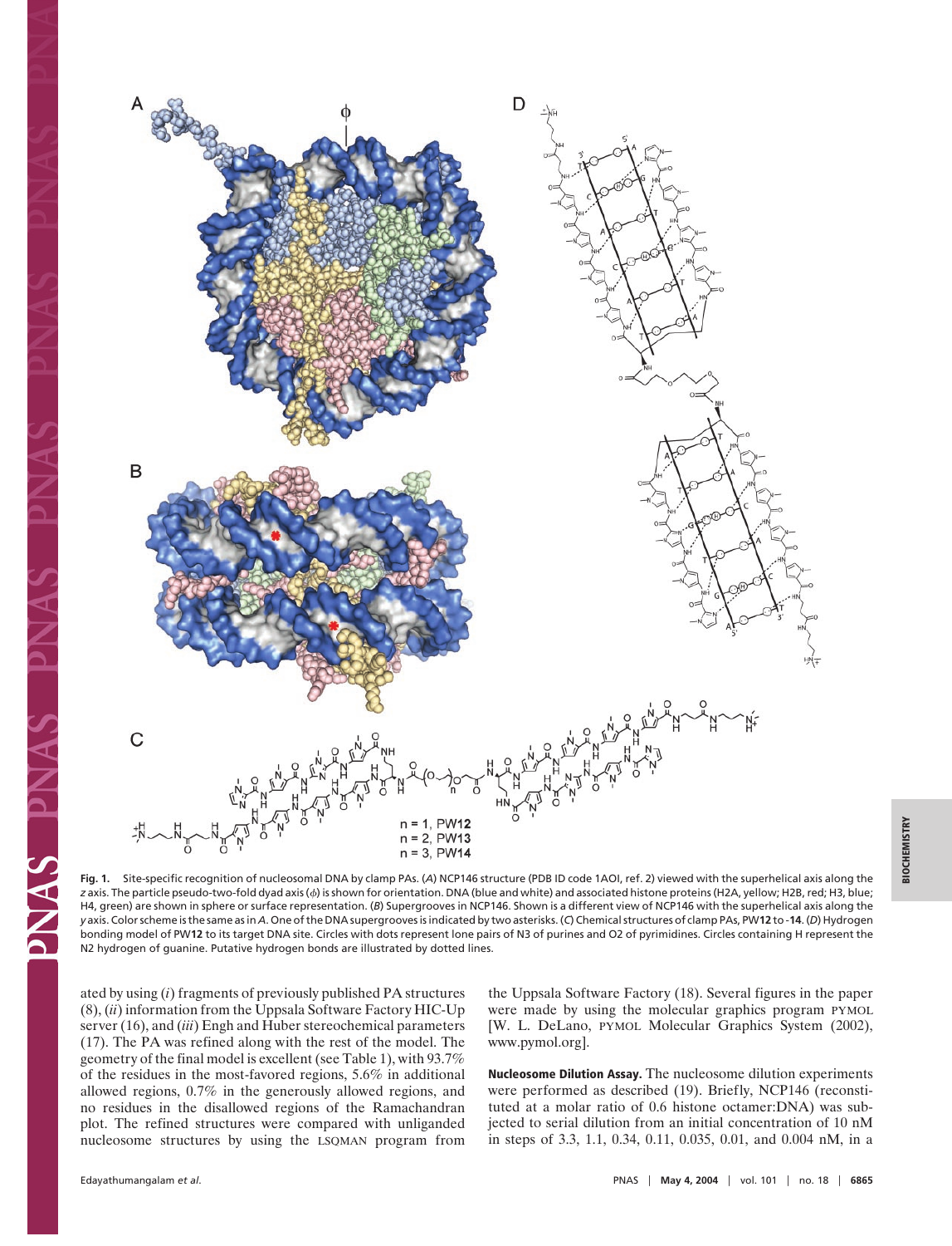**Fig. 1.** Site-specific recognition of nucleosomal DNA by clamp PAs. (*A*) NCP146 structure (PDB ID code 1AOI, ref. 2) viewed with the superhelical axis along the *z* axis. The particle pseudo-two-fold dyad axis (ϕ) is shown for orientation. DNA (blue and white) and associated histone proteins (H2A, yellow; H2B, red; H3, blue; H4, green) are shown in sphere or surface representation. (*B*) Supergrooves in NCP146. Shown is a different view of NCP146 with the superhelical axis along the *y* axis. Color scheme is the same as in *A*. One of the DNA supergrooves is indicated by two asterisks. (*C*) Chemical structures of clamp PAs, PW**12** to **14**. (*D*) Hydrogen bonding model of PW**12** to its target DNA site. Circles with dots represent lone pairs of N3 of purines and O2 of pyrimidines. Circles containing H represent the N2 hydrogen of guanine. Putative hydrogen bonds are illustrated by dotted lines.

ated by using (*i*) fragments of previously published PA structures (8), (*ii*) information from the Uppsala Software Factory HIC-Up server (16), and (*iii*) Engh and Huber stereochemical parameters (17). The PA was refined along with the rest of the model. The geometry of the final model is excellent (see Table 1), with 93.7% of the residues in the most-favored regions, 5.6% in additional allowed regions, 0.7% in the generously allowed regions, and no residues in the disallowed regions of the Ramachandran plot. The refined structures were compared with unliganded nucleosome structures by using the LSQMAN program from the Uppsala Software Factory (18). Several figures in the paper were made by using the molecular graphics program PYMOL [W. L. DeLano, PYMOL Molecular Graphics System (2002), www.pymol.org].

**Nucleosome Dilution Assay.** The nucleosome dilution experiments were performed as described (19). Briefly, NCP146 (reconstituted at a molar ratio of 0.6 histone octamer:DNA) was subjected to serial dilution from an initial concentration of 10 nM in steps of 3.3, 1.1, 0.34, 0.11, 0.035, 0.01, and 0.004 nM, in a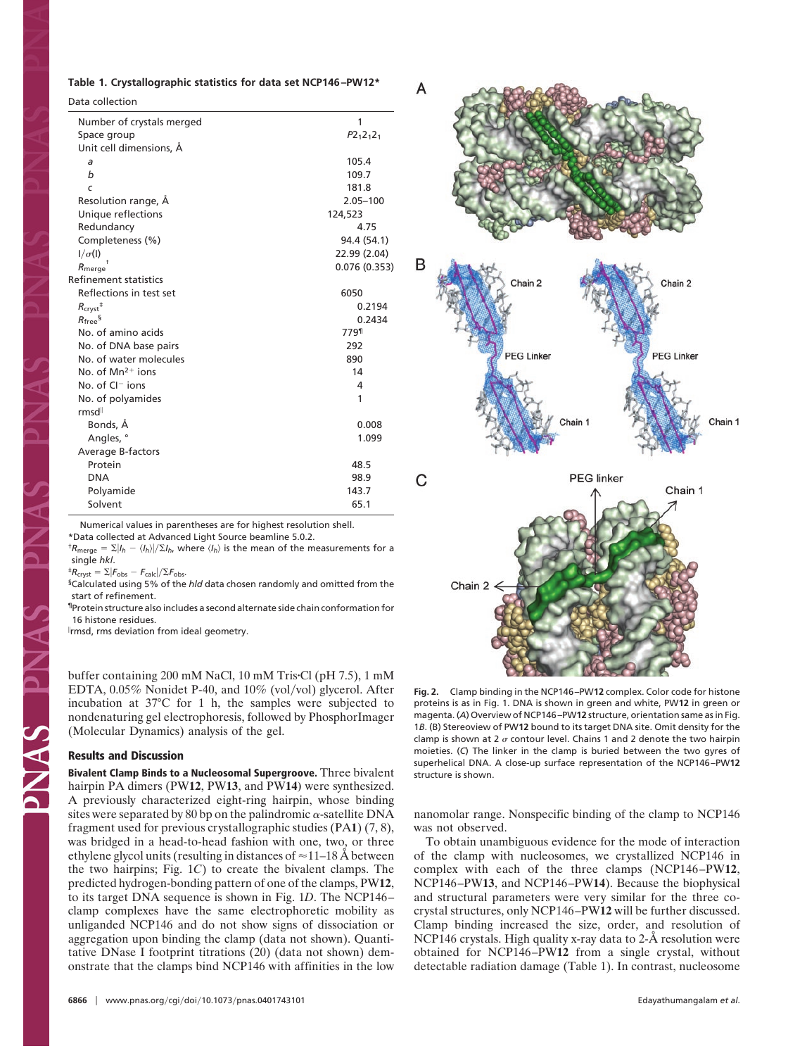**Table 1. Crystallographic statistics for data set NCP146–PW12***

| Data collection | |
|---|---|
| Number of crystals merged | 1 |
| Space group | $P2_12_12_1$ |
| Unit cell dimensions, Å | |
| *a* | 105.4 |
| *b* | 109.7 |
| *c* | 181.8 |
| Resolution range, Å | 2.05–100 |
| Unique reflections | 124,523 |
| Redundancy | 4.75 |
| Completeness (%) | 94.4 (54.1) |
| I/σ(I) | 22.99 (2.04) |
| $R_{merge}$[†] | 0.076 (0.353) |
| Refinement statistics | |
| Reflections in test set | 6050 |
| $R_{cryst}$[‡] | 0.2194 |
| $R_{free}$[§] | 0.2434 |
| No. of amino acids | 779[¶] |
| No. of DNA base pairs | 292 |
| No. of water molecules | 890 |
| No. of $Mn^{2+}$ ions | 14 |
| No. of $Cl^-$ ions | 4 |
| No. of polyamides | 1 |
| rmsd[‖] | |
| Bonds, Å | 0.008 |
| Angles, ° | 1.099 |
| Average B-factors | |
| Protein | 48.5 |
| DNA | 98.9 |
| Polyamide | 143.7 |
| Solvent | 65.1 |

Numerical values in parentheses are for highest resolution shell.

*Data collected at Advanced Light Source beamline 5.0.2.

†$R_{merge} = \Sigma|I_h - \langle I_h \rangle|/\Sigma I_h$, where $\langle I_h \rangle$ is the mean of the measurements for a single *hkl*.

‡$R_{cryst} = \Sigma|F_{obs} - F_{calc}|/\Sigma F_{obs}$.

§Calculated using 5% of the *hkl* data chosen randomly and omitted from the start of refinement.

¶Protein structure also includes a second alternate side chain conformation for 16 histone residues.

‖rmsd, rms deviation from ideal geometry.

buffer containing 200 mM NaCl, 10 mM Tris·Cl (pH 7.5), 1 mM EDTA, 0.05% Nonidet P-40, and 10% (vol/vol) glycerol. After incubation at 37°C for 1 h, the samples were subjected to nondenaturing gel electrophoresis, followed by PhosphorImager (Molecular Dynamics) analysis of the gel.

## Results and Discussion

**Bivalent Clamp Binds to a Nucleosomal Supergroove.** Three bivalent hairpin PA dimers (PW**12**, PW**13**, and PW**14**) were synthesized. A previously characterized eight-ring hairpin, whose binding sites were separated by 80 bp on the palindromic α-satellite DNA fragment used for previous crystallographic studies (PA**1**) (7, 8), was bridged in a head-to-head fashion with one, two, or three ethylene glycol units (resulting in distances of ≈11–18 Å between the two hairpins; Fig. 1*C*) to create the bivalent clamps. The predicted hydrogen-bonding pattern of one of the clamps, PW**12**, to its target DNA sequence is shown in Fig. 1*D*. The NCP146–clamp complexes have the same electrophoretic mobility as unliganded NCP146 and do not show signs of dissociation or aggregation upon binding the clamp (data not shown). Quantitative DNase I footprint titrations (20) (data not shown) demonstrate that the clamps bind NCP146 with affinities in the low nanomolar range. Nonspecific binding of the clamp to NCP146 was not observed.

**Fig. 2.** Clamp binding in the NCP146–PW**12** complex. Color code for histone proteins is as in Fig. 1. DNA is shown in green and white, PW**12** in green or magenta. (*A*) Overview of NCP146–PW**12** structure, orientation same as in Fig. 1*B*. (*B*) Stereoview of PW**12** bound to its target DNA site. Omit density for the clamp is shown at 2 σ contour level. Chains 1 and 2 denote the two hairpin moieties. (*C*) The linker in the clamp is buried between the two gyres of superhelical DNA. A close-up surface representation of the NCP146–PW**12** structure is shown.

To obtain unambiguous evidence for the mode of interaction of the clamp with nucleosomes, we crystallized NCP146 in complex with each of the three clamps (NCP146–PW**12**, NCP146–PW**13**, and NCP146–PW**14**). Because the biophysical and structural parameters were very similar for the three cocrystal structures, only NCP146–PW**12** will be further discussed. Clamp binding increased the size, order, and resolution of NCP146 crystals. High quality x-ray data to 2-Å resolution were obtained for NCP146–PW**12** from a single crystal, without detectable radiation damage (Table 1). In contrast, nucleosome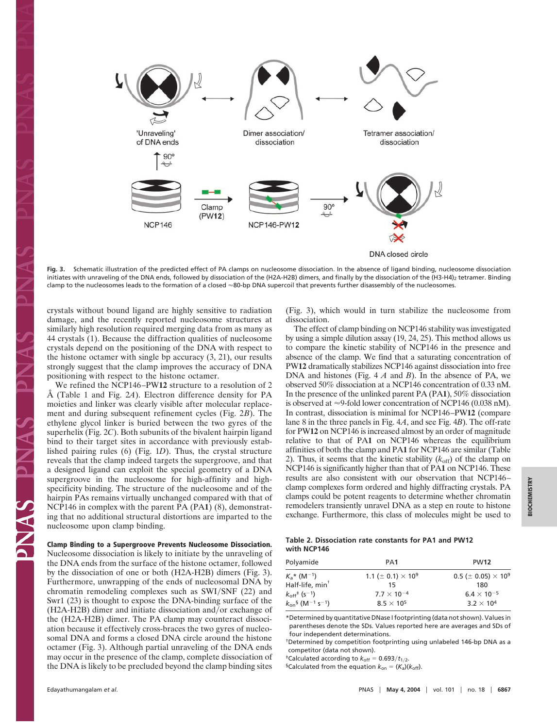**Fig. 3.** Schematic illustration of the predicted effect of PA clamps on nucleosome dissociation. In the absence of ligand binding, nucleosome dissociation initiates with unraveling of the DNA ends, followed by dissociation of the (H2A-H2B) dimers, and finally by the dissociation of the $(H3\text{-}H4)_2$ tetramer. Binding clamp to the nucleosomes leads to the formation of a closed ≈80-bp DNA supercoil that prevents further disassembly of the nucleosomes.

crystals without bound ligand are highly sensitive to radiation damage, and the recently reported nucleosome structures at similarly high resolution required merging data from as many as 44 crystals (1). Because the diffraction qualities of nucleosome crystals depend on the positioning of the DNA with respect to the histone octamer with single bp accuracy (3, 21), our results strongly suggest that the clamp improves the accuracy of DNA positioning with respect to the histone octamer.

We refined the NCP146–PW**12** structure to a resolution of 2 Å (Table 1 and Fig. 2*A*). Electron difference density for PA moieties and linker was clearly visible after molecular replacement and during subsequent refinement cycles (Fig. 2*B*). The ethylene glycol linker is buried between the two gyres of the superhelix (Fig. 2*C*). Both subunits of the bivalent hairpin ligand bind to their target sites in accordance with previously established pairing rules (6) (Fig. 1*D*). Thus, the crystal structure reveals that the clamp indeed targets the supergroove, and that a designed ligand can exploit the special geometry of a DNA supergroove in the nucleosome for high-affinity and high-specificity binding. The structure of the nucleosome and of the hairpin PAs remains virtually unchanged compared with that of NCP146 in complex with the parent PA (PA**1**) (8), demonstrating that no additional structural distortions are imparted to the nucleosome upon clamp binding.

**Clamp Binding to a Supergroove Prevents Nucleosome Dissociation.** Nucleosome dissociation is likely to initiate by the unraveling of the DNA ends from the surface of the histone octamer, followed by the dissociation of one or both (H2A-H2B) dimers (Fig. 3). Furthermore, unwrapping of the ends of nucleosomal DNA by chromatin remodeling complexes such as SWI/SNF (22) and Swr1 (23) is thought to expose the DNA-binding surface of the (H2A-H2B) dimer and initiate dissociation and/or exchange of the (H2A-H2B) dimer. The PA clamp may counteract dissociation because it effectively cross-braces the two gyres of nucleosomal DNA and forms a closed DNA circle around the histone octamer (Fig. 3). Although partial unraveling of the DNA ends may occur in the presence of the clamp, complete dissociation of the DNA is likely to be precluded beyond the clamp binding sites (Fig. 3), which would in turn stabilize the nucleosome from dissociation.

The effect of clamp binding on NCP146 stability was investigated by using a simple dilution assay (19, 24, 25). This method allows us to compare the kinetic stability of NCP146 in the presence and absence of the clamp. We find that a saturating concentration of PW**12** dramatically stabilizes NCP146 against dissociation into free DNA and histones (Fig. 4 *A* and *B*). In the absence of PA, we observed 50% dissociation at a NCP146 concentration of 0.33 nM. In the presence of the unlinked parent PA (PA**1**), 50% dissociation is observed at ≈9-fold lower concentration of NCP146 (0.038 nM). In contrast, dissociation is minimal for NCP146–PW**12** (compare lane 8 in the three panels in Fig. 4*A*, and see Fig. 4*B*). The off-rate for PW**12** on NCP146 is increased almost by an order of magnitude relative to that of PA**1** on NCP146 whereas the equilibrium affinities of both the clamp and PA**1** for NCP146 are similar (Table 2). Thus, it seems that the kinetic stability ($k_{off}$) of the clamp on NCP146 is significantly higher than that of PA**1** on NCP146. These results are also consistent with our observation that NCP146–clamp complexes form ordered and highly diffracting crystals. PA clamps could be potent reagents to determine whether chromatin remodelers transiently unravel DNA as a step en route to histone exchange. Furthermore, this class of molecules might be used to

**Table 2. Dissociation rate constants for PA1 and PW12 with NCP146**

| Polyamide | PA**1** | PW**12** |
|---|---|---|
| $K_a$* ($M^{-1}$) | 1.1 (± 0.1) × $10^9$ | 0.5 (± 0.05) × $10^9$ |
| Half-life, min† | 15 | 180 |
| $k_{off}$‡ ($s^{-1}$) | 7.7 × $10^{-4}$ | 6.4 × $10^{-5}$ |
| $k_{on}$§ ($M^{-1}$ $s^{-1}$) | 8.5 × $10^5$ | 3.2 × $10^4$ |

*Determined by quantitative DNase I footprinting (data not shown). Values in parentheses denote the SDs. Values reported here are averages and SDs of four independent determinations.

†Determined by competition footprinting using unlabeled 146-bp DNA as a competitor (data not shown).

‡Calculated according to $k_{off} = 0.693/t_{1/2}$.

§Calculated from the equation $k_{on} = (K_a)(k_{off})$.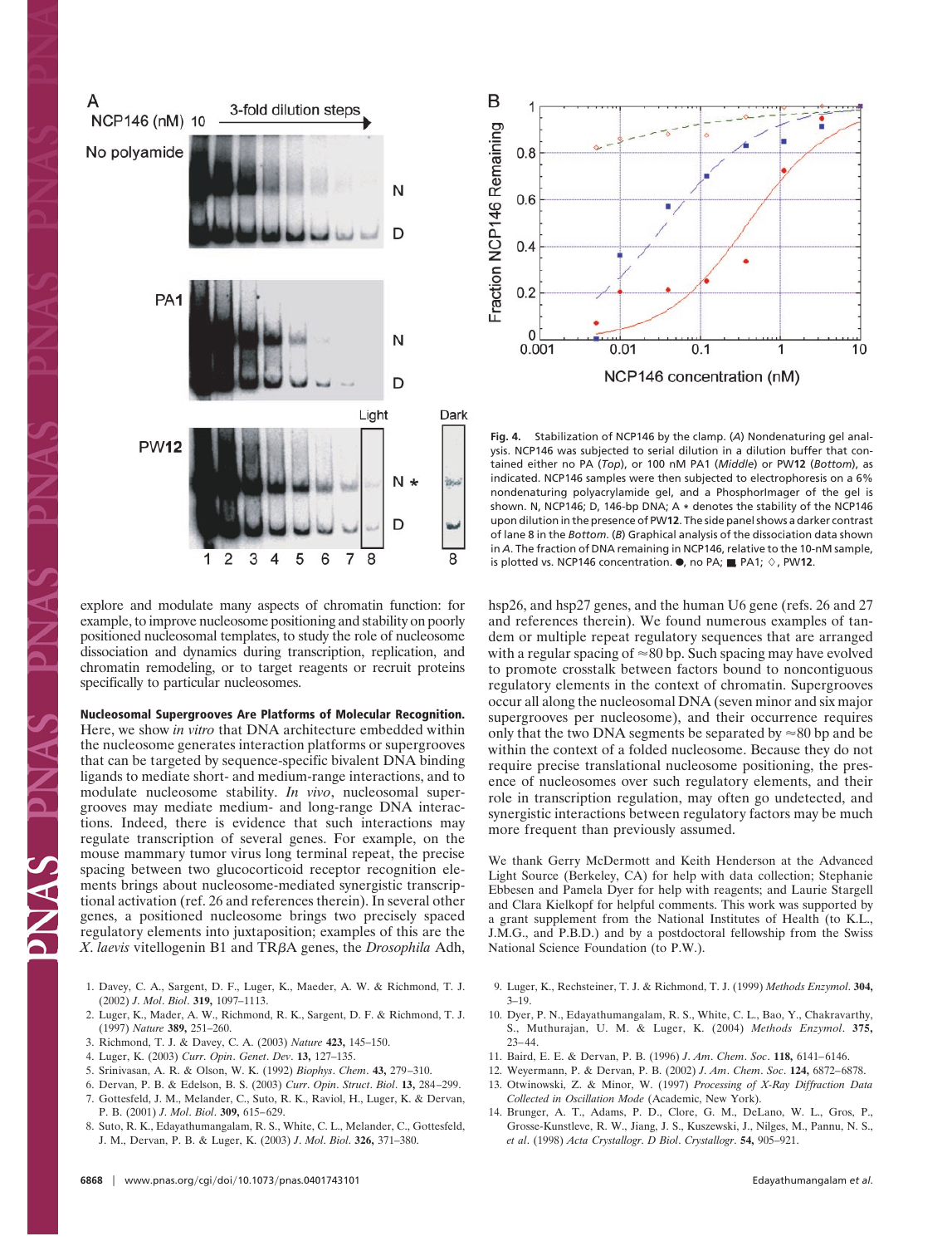Fig. 4. Stabilization of NCP146 by the clamp. (*A*) Nondenaturing gel analysis. NCP146 was subjected to serial dilution in a dilution buffer that contained either no PA (*Top*), or 100 nM PA1 (*Middle*) or PW**12** (*Bottom*), as indicated. NCP146 samples were then subjected to electrophoresis on a 6% nondenaturing polyacrylamide gel, and a PhosphorImager of the gel is shown. N, NCP146; D, 146-bp DNA; A * denotes the stability of the NCP146 upon dilution in the presence of PW**12**. The side panel shows a darker contrast of lane 8 in the *Bottom*. (*B*) Graphical analysis of the dissociation data shown in *A*. The fraction of DNA remaining in NCP146, relative to the 10-nM sample, is plotted vs. NCP146 concentration. ●, no PA; ■, PA1; ◇, PW**12**.

explore and modulate many aspects of chromatin function: for example, to improve nucleosome positioning and stability on poorly positioned nucleosomal templates, to study the role of nucleosome dissociation and dynamics during transcription, replication, and chromatin remodeling, or to target reagents or recruit proteins specifically to particular nucleosomes.

**Nucleosomal Supergrooves Are Platforms of Molecular Recognition.** Here, we show *in vitro* that DNA architecture embedded within the nucleosome generates interaction platforms or supergrooves that can be targeted by sequence-specific bivalent DNA binding ligands to mediate short- and medium-range interactions, and to modulate nucleosome stability. *In vivo*, nucleosomal supergrooves may mediate medium- and long-range DNA interactions. Indeed, there is evidence that such interactions may regulate transcription of several genes. For example, on the mouse mammary tumor virus long terminal repeat, the precise spacing between two glucocorticoid receptor recognition elements brings about nucleosome-mediated synergistic transcriptional activation (ref. 26 and references therein). In several other genes, a positioned nucleosome brings two precisely spaced regulatory elements into juxtaposition; examples of this are the *X. laevis* vitellogenin B1 and TRβA genes, the *Drosophila* Adh, hsp26, and hsp27 genes, and the human U6 gene (refs. 26 and 27 and references therein). We found numerous examples of tandem or multiple repeat regulatory sequences that are arranged with a regular spacing of ≈80 bp. Such spacing may have evolved to promote crosstalk between factors bound to noncontiguous regulatory elements in the context of chromatin. Supergrooves occur all along the nucleosomal DNA (seven minor and six major supergrooves per nucleosome), and their occurrence requires only that the two DNA segments be separated by ≈80 bp and be within the context of a folded nucleosome. Because they do not require precise translational nucleosome positioning, the presence of nucleosomes over such regulatory elements, and their role in transcription regulation, may often go undetected, and synergistic interactions between regulatory factors may be much more frequent than previously assumed.

We thank Gerry McDermott and Keith Henderson at the Advanced Light Source (Berkeley, CA) for help with data collection; Stephanie Ebbesen and Pamela Dyer for help with reagents; and Laurie Stargell and Clara Kielkopf for helpful comments. This work was supported by a grant supplement from the National Institutes of Health (to K.L., J.M.G., and P.B.D.) and by a postdoctoral fellowship from the Swiss National Science Foundation (to P.W.).

1. Davey, C. A., Sargent, D. F., Luger, K., Maeder, A. W. & Richmond, T. J. (2002) *J. Mol. Biol.* **319,** 1097–1113.
2. Luger, K., Mader, A. W., Richmond, R. K., Sargent, D. F. & Richmond, T. J. (1997) *Nature* **389,** 251–260.
3. Richmond, T. J. & Davey, C. A. (2003) *Nature* **423,** 145–150.
4. Luger, K. (2003) *Curr. Opin. Genet. Dev.* **13,** 127–135.
5. Srinivasan, A. R. & Olson, W. K. (1992) *Biophys. Chem.* **43,** 279–310.
6. Dervan, P. B. & Edelson, B. S. (2003) *Curr. Opin. Struct. Biol.* **13,** 284–299.
7. Gottesfeld, J. M., Melander, C., Suto, R. K., Raviol, H., Luger, K. & Dervan, P. B. (2001) *J. Mol. Biol.* **309,** 615–629.
8. Suto, R. K., Edayathumangalam, R. S., White, C. L., Melander, C., Gottesfeld, J. M., Dervan, P. B. & Luger, K. (2003) *J. Mol. Biol.* **326,** 371–380.
9. Luger, K., Rechsteiner, T. J. & Richmond, T. J. (1999) *Methods Enzymol.* **304,** 3–19.
10. Dyer, P. N., Edayathumangalam, R. S., White, C. L., Bao, Y., Chakravarthy, S., Muthurajan, U. M. & Luger, K. (2004) *Methods Enzymol.* **375,** 23–44.
11. Baird, E. E. & Dervan, P. B. (1996) *J. Am. Chem. Soc.* **118,** 6141–6146.
12. Weyermann, P. & Dervan, P. B. (2002) *J. Am. Chem. Soc.* **124,** 6872–6878.
13. Otwinowski, Z. & Minor, W. (1997) *Processing of X-Ray Diffraction Data Collected in Oscillation Mode* (Academic, New York).
14. Brunger, A. T., Adams, P. D., Clore, G. M., DeLano, W. L., Gros, P., Grosse-Kunstleve, R. W., Jiang, J. S., Kuszewski, J., Nilges, M., Pannu, N. S., *et al.* (1998) *Acta Crystallogr. D Biol. Crystallogr.* **54,** 905–921.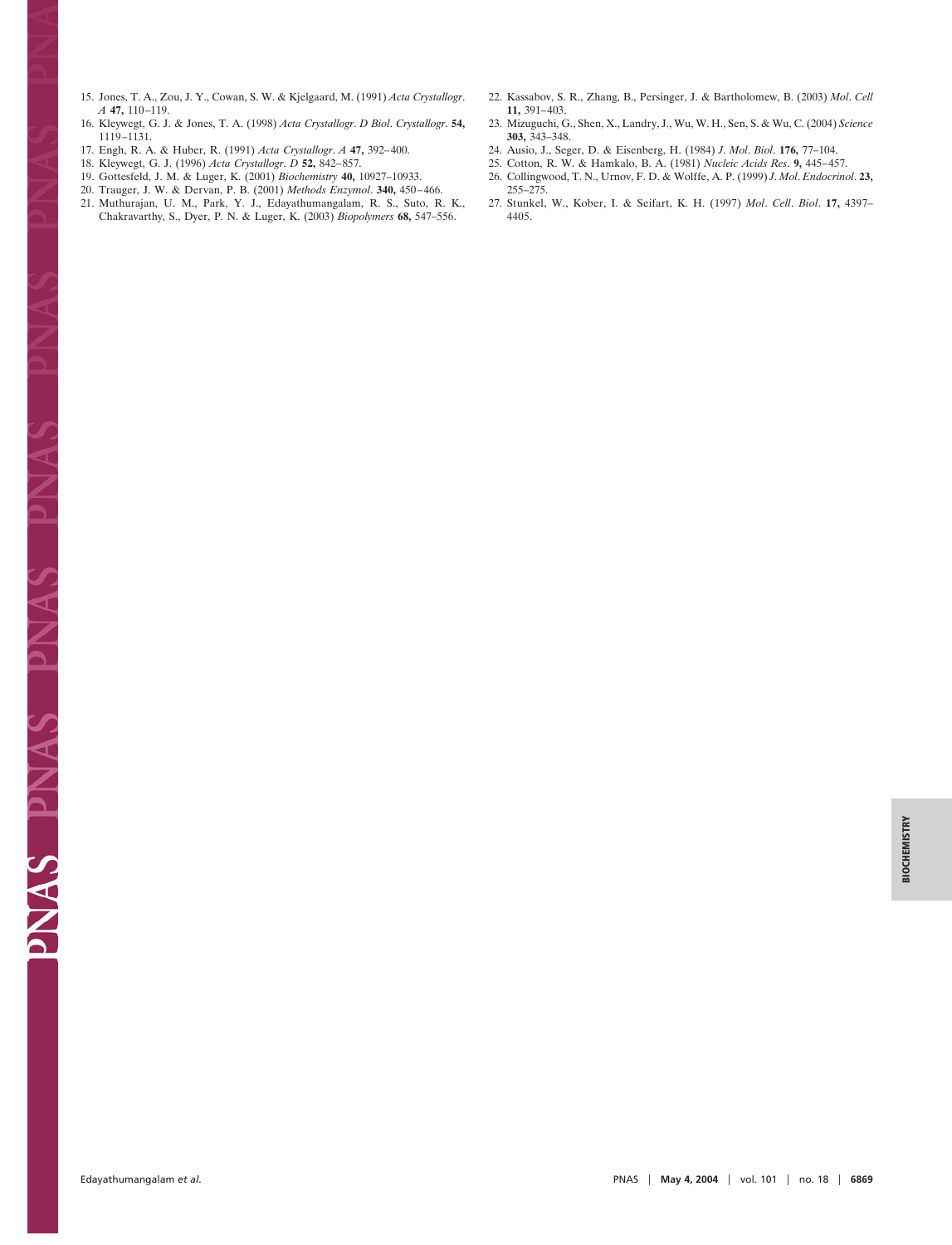15. Jones, T. A., Zou, J. Y., Cowan, S. W. & Kjelgaard, M. (1991) *Acta Crystallogr. A* **47,** 110–119.
16. Kleywegt, G. J. & Jones, T. A. (1998) *Acta Crystallogr. D Biol. Crystallogr.* **54,** 1119–1131.
17. Engh, R. A. & Huber, R. (1991) *Acta Crystallogr. A* **47,** 392–400.
18. Kleywegt, G. J. (1996) *Acta Crystallogr. D* **52,** 842–857.
19. Gottesfeld, J. M. & Luger, K. (2001) *Biochemistry* **40,** 10927–10933.
20. Trauger, J. W. & Dervan, P. B. (2001) *Methods Enzymol.* **340,** 450–466.
21. Muthurajan, U. M., Park, Y. J., Edayathumangalam, R. S., Suto, R. K., Chakravarthy, S., Dyer, P. N. & Luger, K. (2003) *Biopolymers* **68,** 547–556.
22. Kassabov, S. R., Zhang, B., Persinger, J. & Bartholomew, B. (2003) *Mol. Cell* **11,** 391–403.
23. Mizuguchi, G., Shen, X., Landry, J., Wu, W. H., Sen, S. & Wu, C. (2004) *Science* **303,** 343–348.
24. Ausio, J., Seger, D. & Eisenberg, H. (1984) *J. Mol. Biol.* **176,** 77–104.
25. Cotton, R. W. & Hamkalo, B. A. (1981) *Nucleic Acids Res.* **9,** 445–457.
26. Collingwood, T. N., Urnov, F. D. & Wolffe, A. P. (1999) *J. Mol. Endocrinol.* **23,** 255–275.
27. Stunkel, W., Kober, I. & Seifart, K. H. (1997) *Mol. Cell. Biol.* **17,** 4397–4405.